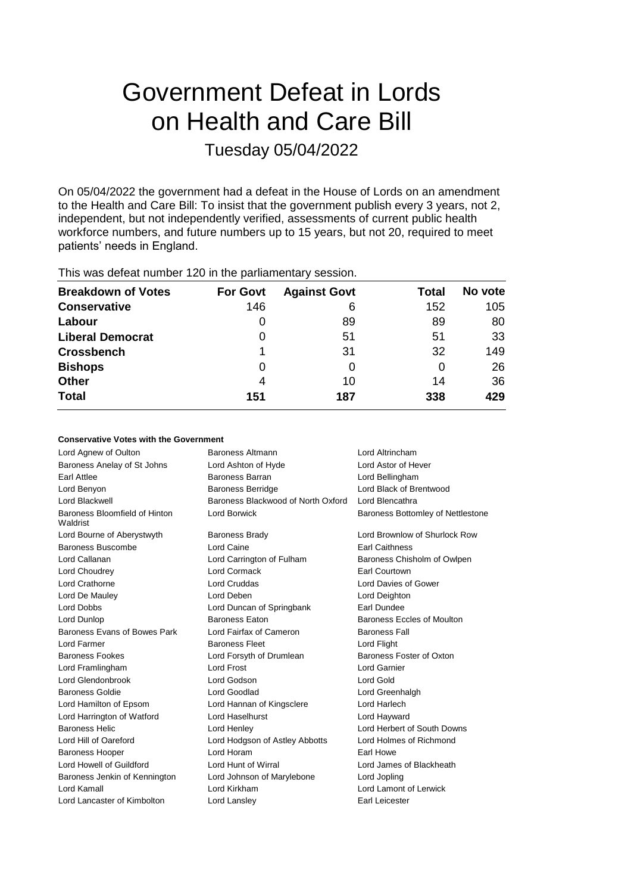# Government Defeat in Lords on Health and Care Bill

## Tuesday 05/04/2022

On 05/04/2022 the government had a defeat in the House of Lords on an amendment to the Health and Care Bill: To insist that the government publish every 3 years, not 2, independent, but not independently verified, assessments of current public health workforce numbers, and future numbers up to 15 years, but not 20, required to meet patients' needs in England.

This was defeat number 120 in the parliamentary session.

| Breakdown of Votes | For Govt | Against Govt | Total | No vote |
|---|---|---|---|---|
| **Conservative** | 146 | 6 | 152 | 105 |
| **Labour** | 0 | 89 | 89 | 80 |
| **Liberal Democrat** | 0 | 51 | 51 | 33 |
| **Crossbench** | 1 | 31 | 32 | 149 |
| **Bishops** | 0 | 0 | 0 | 26 |
| **Other** | 4 | 10 | 14 | 36 |
| **Total** | **151** | **187** | **338** | **429** |

### Conservative Votes with the Government

| | | |
|---|---|---|
| Lord Agnew of Oulton | Baroness Altmann | Lord Altrincham |
| Baroness Anelay of St Johns | Lord Ashton of Hyde | Lord Astor of Hever |
| Earl Attlee | Baroness Barran | Lord Bellingham |
| Lord Benyon | Baroness Berridge | Lord Black of Brentwood |
| Lord Blackwell | Baroness Blackwood of North Oxford | Lord Blencathra |
| Baroness Bloomfield of Hinton Waldrist | Lord Borwick | Baroness Bottomley of Nettlestone |
| Lord Bourne of Aberystwyth | Baroness Brady | Lord Brownlow of Shurlock Row |
| Baroness Buscombe | Lord Caine | Earl Caithness |
| Lord Callanan | Lord Carrington of Fulham | Baroness Chisholm of Owlpen |
| Lord Choudrey | Lord Cormack | Earl Courtown |
| Lord Crathorne | Lord Cruddas | Lord Davies of Gower |
| Lord De Mauley | Lord Deben | Lord Deighton |
| Lord Dobbs | Lord Duncan of Springbank | Earl Dundee |
| Lord Dunlop | Baroness Eaton | Baroness Eccles of Moulton |
| Baroness Evans of Bowes Park | Lord Fairfax of Cameron | Baroness Fall |
| Lord Farmer | Baroness Fleet | Lord Flight |
| Baroness Fookes | Lord Forsyth of Drumlean | Baroness Foster of Oxton |
| Lord Framlingham | Lord Frost | Lord Garnier |
| Lord Glendonbrook | Lord Godson | Lord Gold |
| Baroness Goldie | Lord Goodlad | Lord Greenhalgh |
| Lord Hamilton of Epsom | Lord Hannan of Kingsclere | Lord Harlech |
| Lord Harrington of Watford | Lord Haselhurst | Lord Hayward |
| Baroness Helic | Lord Henley | Lord Herbert of South Downs |
| Lord Hill of Oareford | Lord Hodgson of Astley Abbotts | Lord Holmes of Richmond |
| Baroness Hooper | Lord Horam | Earl Howe |
| Lord Howell of Guildford | Lord Hunt of Wirral | Lord James of Blackheath |
| Baroness Jenkin of Kennington | Lord Johnson of Marylebone | Lord Jopling |
| Lord Kamall | Lord Kirkham | Lord Lamont of Lerwick |
| Lord Lancaster of Kimbolton | Lord Lansley | Earl Leicester |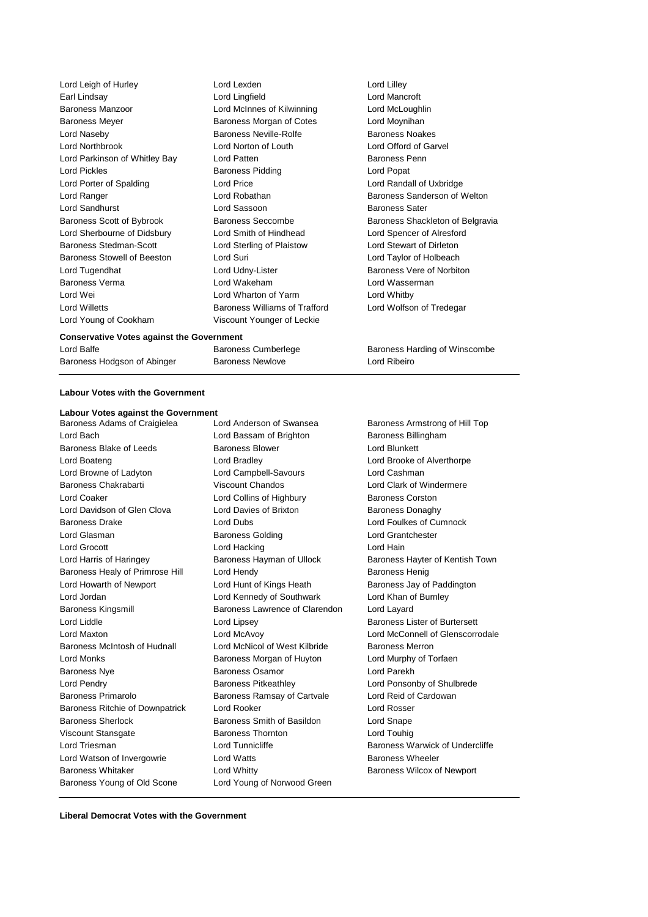Lord Leigh of Hurley
Lord Lexden
Lord Lilley
Earl Lindsay
Lord Lingfield
Lord Mancroft
Baroness Manzoor
Lord McInnes of Kilwinning
Lord McLoughlin
Baroness Meyer
Baroness Morgan of Cotes
Lord Moynihan
Lord Naseby
Baroness Neville-Rolfe
Baroness Noakes
Lord Northbrook
Lord Norton of Louth
Lord Offord of Garvel
Lord Parkinson of Whitley Bay
Lord Patten
Baroness Penn
Lord Pickles
Baroness Pidding
Lord Popat
Lord Porter of Spalding
Lord Price
Lord Randall of Uxbridge
Lord Ranger
Lord Robathan
Baroness Sanderson of Welton
Lord Sandhurst
Lord Sassoon
Baroness Sater
Baroness Scott of Bybrook
Baroness Seccombe
Baroness Shackleton of Belgravia
Lord Sherbourne of Didsbury
Lord Smith of Hindhead
Lord Spencer of Alresford
Baroness Stedman-Scott
Lord Sterling of Plaistow
Lord Stewart of Dirleton
Baroness Stowell of Beeston
Lord Suri
Lord Taylor of Holbeach
Lord Tugendhat
Lord Udny-Lister
Baroness Vere of Norbiton
Baroness Verma
Lord Wakeham
Lord Wasserman
Lord Wei
Lord Wharton of Yarm
Lord Whitby
Lord Willetts
Baroness Williams of Trafford
Lord Wolfson of Tredegar
Lord Young of Cookham
Viscount Younger of Leckie

**Conservative Votes against the Government**

Lord Balfe
Baroness Cumberlege
Baroness Harding of Winscombe
Baroness Hodgson of Abinger
Baroness Newlove
Lord Ribeiro

**Labour Votes with the Government**

**Labour Votes against the Government**

Baroness Adams of Craigielea
Lord Anderson of Swansea
Baroness Armstrong of Hill Top
Lord Bach
Lord Bassam of Brighton
Baroness Billingham
Baroness Blake of Leeds
Baroness Blower
Lord Blunkett
Lord Boateng
Lord Bradley
Lord Brooke of Alverthorpe
Lord Browne of Ladyton
Lord Campbell-Savours
Lord Cashman
Baroness Chakrabarti
Viscount Chandos
Lord Clark of Windermere
Lord Coaker
Lord Collins of Highbury
Baroness Corston
Lord Davidson of Glen Clova
Lord Davies of Brixton
Baroness Donaghy
Baroness Drake
Lord Dubs
Lord Foulkes of Cumnock
Lord Glasman
Baroness Golding
Lord Grantchester
Lord Grocott
Lord Hacking
Lord Hain
Lord Harris of Haringey
Baroness Hayman of Ullock
Baroness Hayter of Kentish Town
Baroness Healy of Primrose Hill
Lord Hendy
Baroness Henig
Lord Howarth of Newport
Lord Hunt of Kings Heath
Baroness Jay of Paddington
Lord Jordan
Lord Kennedy of Southwark
Lord Khan of Burnley
Baroness Kingsmill
Baroness Lawrence of Clarendon
Lord Layard
Lord Liddle
Lord Lipsey
Baroness Lister of Burtersett
Lord Maxton
Lord McAvoy
Lord McConnell of Glenscorrodale
Baroness McIntosh of Hudnall
Lord McNicol of West Kilbride
Baroness Merron
Lord Monks
Baroness Morgan of Huyton
Lord Murphy of Torfaen
Baroness Nye
Baroness Osamor
Lord Parekh
Lord Pendry
Baroness Pitkeathley
Lord Ponsonby of Shulbrede
Baroness Primarolo
Baroness Ramsay of Cartvale
Lord Reid of Cardowan
Baroness Ritchie of Downpatrick
Lord Rooker
Lord Rosser
Baroness Sherlock
Baroness Smith of Basildon
Lord Snape
Viscount Stansgate
Baroness Thornton
Lord Touhig
Lord Triesman
Lord Tunnicliffe
Baroness Warwick of Undercliffe
Lord Watson of Invergowrie
Lord Watts
Baroness Wheeler
Baroness Whitaker
Lord Whitty
Baroness Wilcox of Newport
Baroness Young of Old Scone
Lord Young of Norwood Green

**Liberal Democrat Votes with the Government**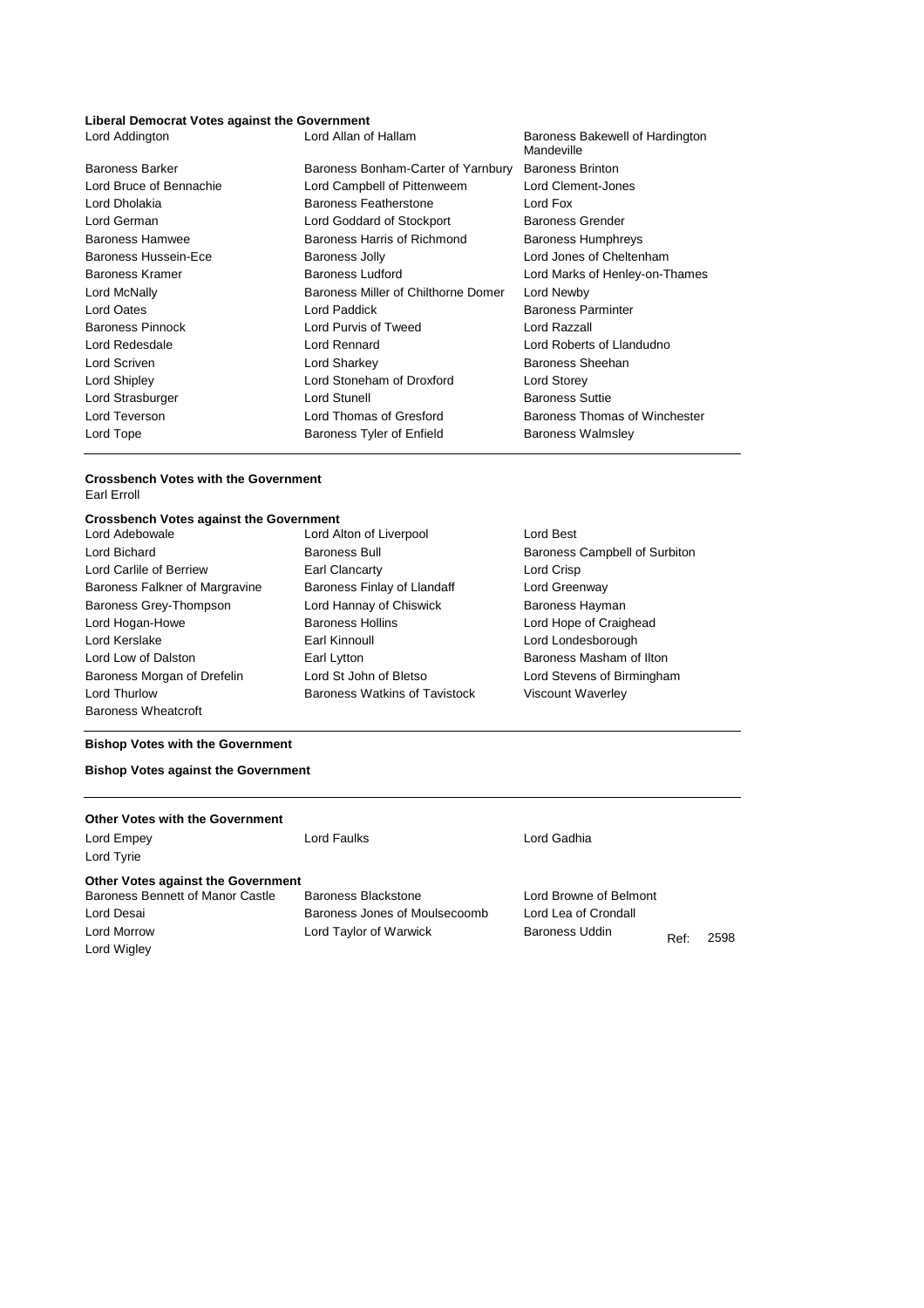**Liberal Democrat Votes against the Government**

| | | |
|---|---|---|
| Lord Addington | Lord Allan of Hallam | Baroness Bakewell of Hardington Mandeville |
| Baroness Barker | Baroness Bonham-Carter of Yarnbury | Baroness Brinton |
| Lord Bruce of Bennachie | Lord Campbell of Pittenweem | Lord Clement-Jones |
| Lord Dholakia | Baroness Featherstone | Lord Fox |
| Lord German | Lord Goddard of Stockport | Baroness Grender |
| Baroness Hamwee | Baroness Harris of Richmond | Baroness Humphreys |
| Baroness Hussein-Ece | Baroness Jolly | Lord Jones of Cheltenham |
| Baroness Kramer | Baroness Ludford | Lord Marks of Henley-on-Thames |
| Lord McNally | Baroness Miller of Chilthorne Domer | Lord Newby |
| Lord Oates | Lord Paddick | Baroness Parminter |
| Baroness Pinnock | Lord Purvis of Tweed | Lord Razzall |
| Lord Redesdale | Lord Rennard | Lord Roberts of Llandudno |
| Lord Scriven | Lord Sharkey | Baroness Sheehan |
| Lord Shipley | Lord Stoneham of Droxford | Lord Storey |
| Lord Strasburger | Lord Stunell | Baroness Suttie |
| Lord Teverson | Lord Thomas of Gresford | Baroness Thomas of Winchester |
| Lord Tope | Baroness Tyler of Enfield | Baroness Walmsley |

**Crossbench Votes with the Government**

Earl Erroll

**Crossbench Votes against the Government**

| | | |
|---|---|---|
| Lord Adebowale | Lord Alton of Liverpool | Lord Best |
| Lord Bichard | Baroness Bull | Baroness Campbell of Surbiton |
| Lord Carlile of Berriew | Earl Clancarty | Lord Crisp |
| Baroness Falkner of Margravine | Baroness Finlay of Llandaff | Lord Greenway |
| Baroness Grey-Thompson | Lord Hannay of Chiswick | Baroness Hayman |
| Lord Hogan-Howe | Baroness Hollins | Lord Hope of Craighead |
| Lord Kerslake | Earl Kinnoull | Lord Londesborough |
| Lord Low of Dalston | Earl Lytton | Baroness Masham of Ilton |
| Baroness Morgan of Drefelin | Lord St John of Bletso | Lord Stevens of Birmingham |
| Lord Thurlow | Baroness Watkins of Tavistock | Viscount Waverley |
| Baroness Wheatcroft | | |

**Bishop Votes with the Government**

**Bishop Votes against the Government**

**Other Votes with the Government**

| | | |
|---|---|---|
| Lord Empey | Lord Faulks | Lord Gadhia |
| Lord Tyrie | | |

**Other Votes against the Government**

| | | |
|---|---|---|
| Baroness Bennett of Manor Castle | Baroness Blackstone | Lord Browne of Belmont |
| Lord Desai | Baroness Jones of Moulsecoomb | Lord Lea of Crondall |
| Lord Morrow | Lord Taylor of Warwick | Baroness Uddin |
| Lord Wigley | | |

Ref: 2598